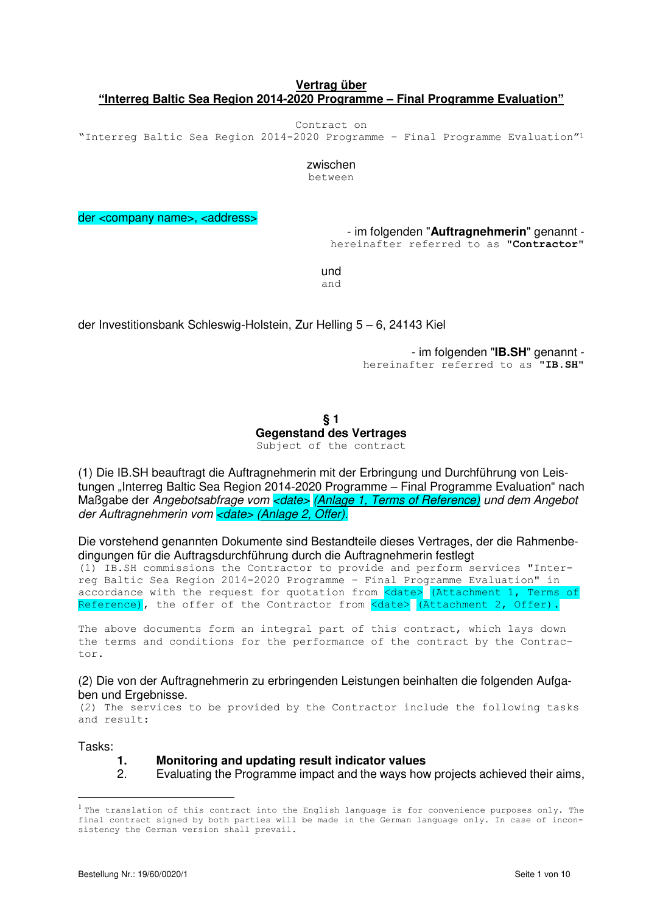**Vertrag über**
**"Interreg Baltic Sea Region 2014-2020 Programme – Final Programme Evaluation"**

Contract on
"Interreg Baltic Sea Region 2014-2020 Programme – Final Programme Evaluation"[1]

zwischen
between

der <company name>, <address>

- im folgenden "**Auftragnehmerin**" genannt -
hereinafter referred to as "**Contractor**"

und
and

der Investitionsbank Schleswig-Holstein, Zur Helling 5 – 6, 24143 Kiel

- im folgenden "**IB.SH**" genannt -
hereinafter referred to as "**IB.SH**"

## § 1
## Gegenstand des Vertrages
Subject of the contract

(1) Die IB.SH beauftragt die Auftragnehmerin mit der Erbringung und Durchführung von Leistungen „Interreg Baltic Sea Region 2014-2020 Programme – Final Programme Evaluation" nach Maßgabe der *Angebotsabfrage vom <date> (Anlage 1, Terms of Reference) und dem Angebot der Auftragnehmerin vom <date> (Anlage 2, Offer).*

Die vorstehend genannten Dokumente sind Bestandteile dieses Vertrages, der die Rahmenbedingungen für die Auftragsdurchführung durch die Auftragnehmerin festlegt
(1) IB.SH commissions the Contractor to provide and perform services "Interreg Baltic Sea Region 2014-2020 Programme – Final Programme Evaluation" in accordance with the request for quotation from <date> (Attachment 1, Terms of Reference), the offer of the Contractor from <date> (Attachment 2, Offer).

The above documents form an integral part of this contract, which lays down the terms and conditions for the performance of the contract by the Contractor.

(2) Die von der Auftragnehmerin zu erbringenden Leistungen beinhalten die folgenden Aufgaben und Ergebnisse.
(2) The services to be provided by the Contractor include the following tasks and result:

Tasks:

1. **Monitoring and updating result indicator values**
2. Evaluating the Programme impact and the ways how projects achieved their aims,

[1] The translation of this contract into the English language is for convenience purposes only. The final contract signed by both parties will be made in the German language only. In case of inconsistency the German version shall prevail.

Bestellung Nr.: 19/60/0020/1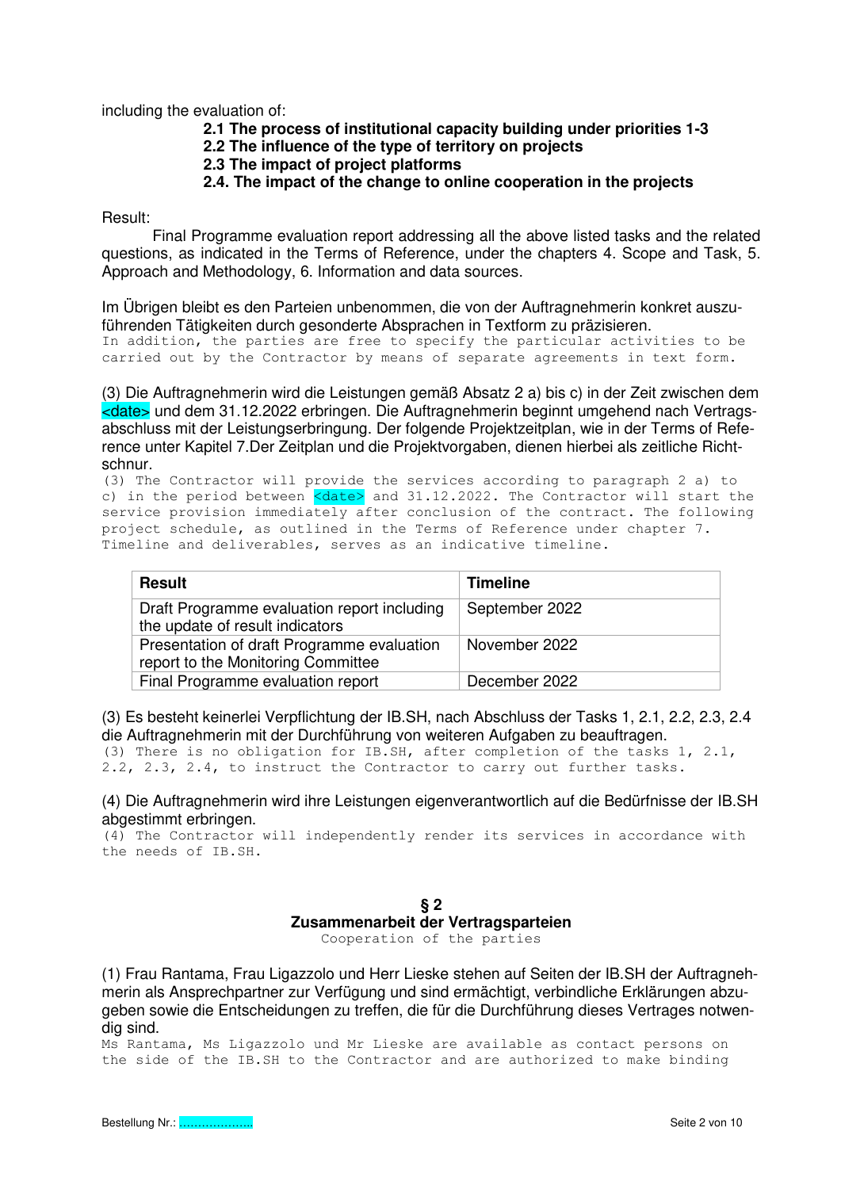including the evaluation of:

**2.1 The process of institutional capacity building under priorities 1-3**
**2.2 The influence of the type of territory on projects**
**2.3 The impact of project platforms**
**2.4. The impact of the change to online cooperation in the projects**

Result:

Final Programme evaluation report addressing all the above listed tasks and the related questions, as indicated in the Terms of Reference, under the chapters 4. Scope and Task, 5. Approach and Methodology, 6. Information and data sources.

Im Übrigen bleibt es den Parteien unbenommen, die von der Auftragnehmerin konkret auszuführenden Tätigkeiten durch gesonderte Absprachen in Textform zu präzisieren.
In addition, the parties are free to specify the particular activities to be carried out by the Contractor by means of separate agreements in text form.

(3) Die Auftragnehmerin wird die Leistungen gemäß Absatz 2 a) bis c) in der Zeit zwischen dem <date> und dem 31.12.2022 erbringen. Die Auftragnehmerin beginnt umgehend nach Vertragsabschluss mit der Leistungserbringung. Der folgende Projektzeitplan, wie in der Terms of Reference unter Kapitel 7.Der Zeitplan und die Projektvorgaben, dienen hierbei als zeitliche Richtschnur.
(3) The Contractor will provide the services according to paragraph 2 a) to c) in the period between <date> and 31.12.2022. The Contractor will start the service provision immediately after conclusion of the contract. The following project schedule, as outlined in the Terms of Reference under chapter 7. Timeline and deliverables, serves as an indicative timeline.

| Result | Timeline |
|---|---|
| Draft Programme evaluation report including the update of result indicators | September 2022 |
| Presentation of draft Programme evaluation report to the Monitoring Committee | November 2022 |
| Final Programme evaluation report | December 2022 |

(3) Es besteht keinerlei Verpflichtung der IB.SH, nach Abschluss der Tasks 1, 2.1, 2.2, 2.3, 2.4 die Auftragnehmerin mit der Durchführung von weiteren Aufgaben zu beauftragen.
(3) There is no obligation for IB.SH, after completion of the tasks 1, 2.1, 2.2, 2.3, 2.4, to instruct the Contractor to carry out further tasks.

(4) Die Auftragnehmerin wird ihre Leistungen eigenverantwortlich auf die Bedürfnisse der IB.SH abgestimmt erbringen.
(4) The Contractor will independently render its services in accordance with the needs of IB.SH.

## § 2
## Zusammenarbeit der Vertragsparteien
Cooperation of the parties

(1) Frau Rantama, Frau Ligazzolo und Herr Lieske stehen auf Seiten der IB.SH der Auftragnehmerin als Ansprechpartner zur Verfügung und sind ermächtigt, verbindliche Erklärungen abzugeben sowie die Entscheidungen zu treffen, die für die Durchführung dieses Vertrages notwendig sind.
Ms Rantama, Ms Ligazzolo und Mr Lieske are available as contact persons on the side of the IB.SH to the Contractor and are authorized to make binding

Bestellung Nr.: ....................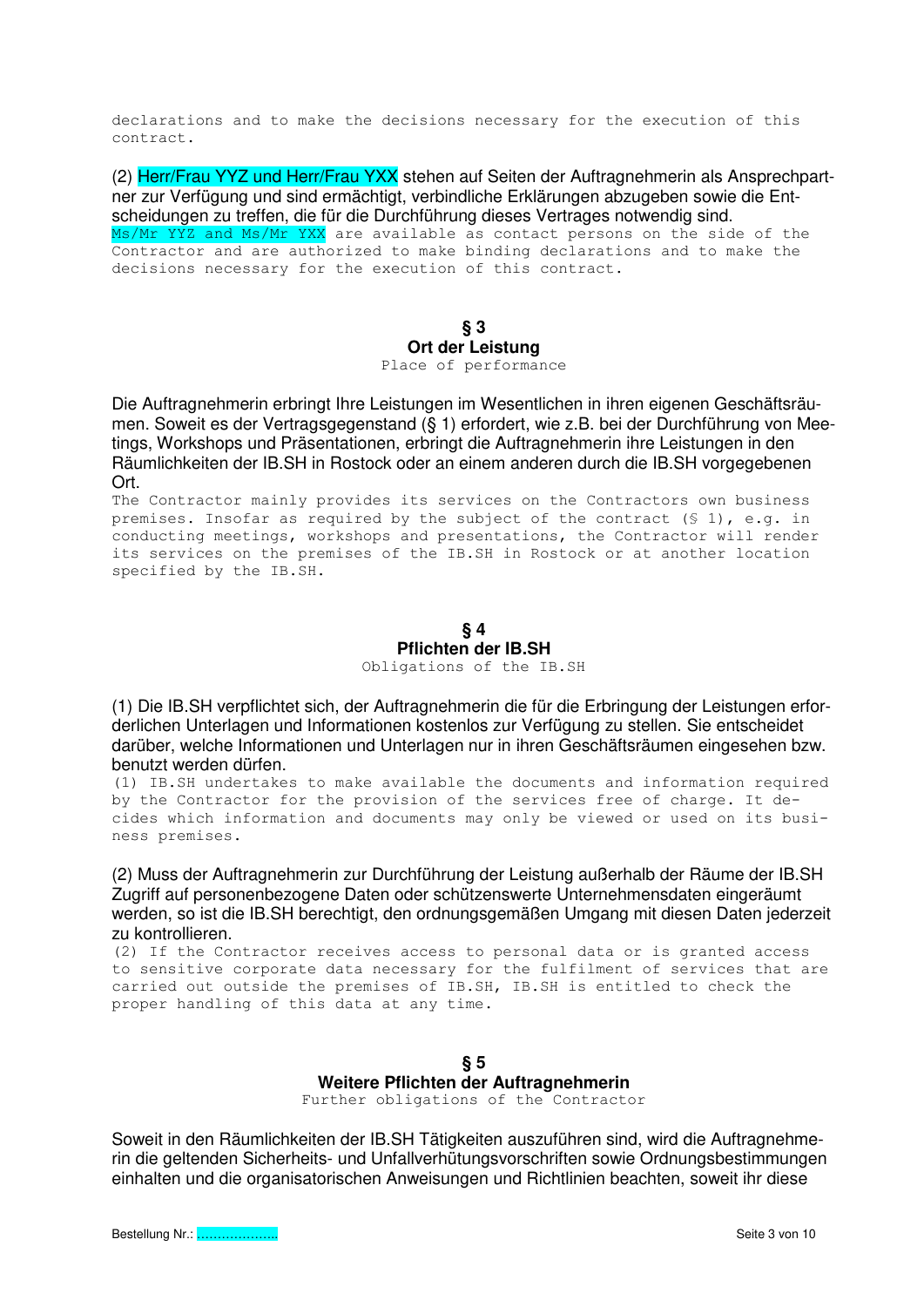declarations and to make the decisions necessary for the execution of this contract.

(2) Herr/Frau YYZ und Herr/Frau YXX stehen auf Seiten der Auftragnehmerin als Ansprechpartner zur Verfügung und sind ermächtigt, verbindliche Erklärungen abzugeben sowie die Entscheidungen zu treffen, die für die Durchführung dieses Vertrages notwendig sind.
Ms/Mr YYZ and Ms/Mr YXX are available as contact persons on the side of the Contractor and are authorized to make binding declarations and to make the decisions necessary for the execution of this contract.

## § 3
## Ort der Leistung
Place of performance

Die Auftragnehmerin erbringt Ihre Leistungen im Wesentlichen in ihren eigenen Geschäftsräumen. Soweit es der Vertragsgegenstand (§ 1) erfordert, wie z.B. bei der Durchführung von Meetings, Workshops und Präsentationen, erbringt die Auftragnehmerin ihre Leistungen in den Räumlichkeiten der IB.SH in Rostock oder an einem anderen durch die IB.SH vorgegebenen Ort.
The Contractor mainly provides its services on the Contractors own business premises. Insofar as required by the subject of the contract (§ 1), e.g. in conducting meetings, workshops and presentations, the Contractor will render its services on the premises of the IB.SH in Rostock or at another location specified by the IB.SH.

## § 4
## Pflichten der IB.SH
Obligations of the IB.SH

(1) Die IB.SH verpflichtet sich, der Auftragnehmerin die für die Erbringung der Leistungen erforderlichen Unterlagen und Informationen kostenlos zur Verfügung zu stellen. Sie entscheidet darüber, welche Informationen und Unterlagen nur in ihren Geschäftsräumen eingesehen bzw. benutzt werden dürfen.
(1) IB.SH undertakes to make available the documents and information required by the Contractor for the provision of the services free of charge. It decides which information and documents may only be viewed or used on its business premises.

(2) Muss der Auftragnehmerin zur Durchführung der Leistung außerhalb der Räume der IB.SH Zugriff auf personenbezogene Daten oder schützenswerte Unternehmensdaten eingeräumt werden, so ist die IB.SH berechtigt, den ordnungsgemäßen Umgang mit diesen Daten jederzeit zu kontrollieren.
(2) If the Contractor receives access to personal data or is granted access to sensitive corporate data necessary for the fulfilment of services that are carried out outside the premises of IB.SH, IB.SH is entitled to check the proper handling of this data at any time.

## § 5
## Weitere Pflichten der Auftragnehmerin
Further obligations of the Contractor

Soweit in den Räumlichkeiten der IB.SH Tätigkeiten auszuführen sind, wird die Auftragnehmerin die geltenden Sicherheits- und Unfallverhütungsvorschriften sowie Ordnungsbestimmungen einhalten und die organisatorischen Anweisungen und Richtlinien beachten, soweit ihr diese

Bestellung Nr.: ....................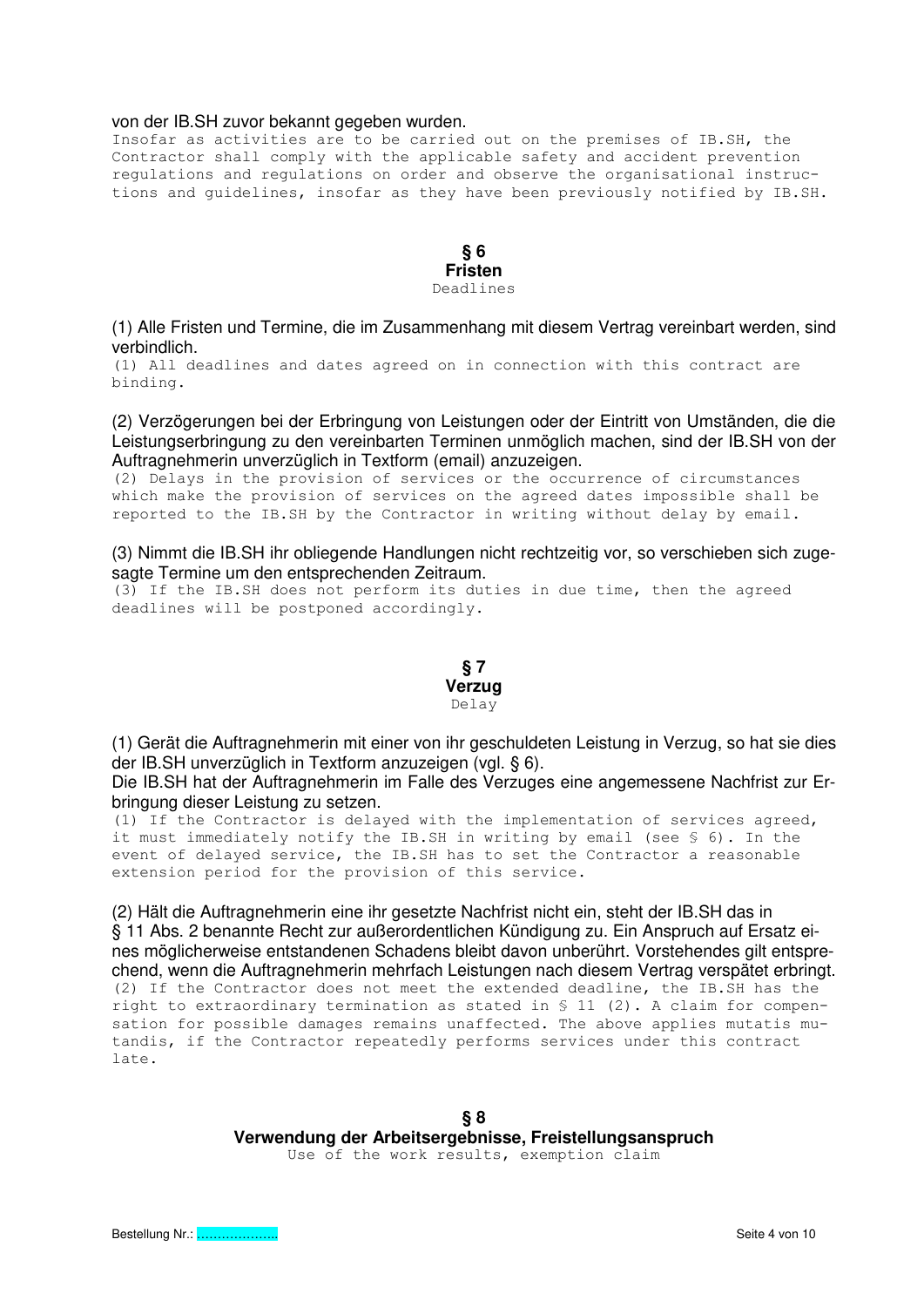von der IB.SH zuvor bekannt gegeben wurden.

Insofar as activities are to be carried out on the premises of IB.SH, the Contractor shall comply with the applicable safety and accident prevention regulations and regulations on order and observe the organisational instructions and guidelines, insofar as they have been previously notified by IB.SH.

## § 6
## Fristen
Deadlines

(1) Alle Fristen und Termine, die im Zusammenhang mit diesem Vertrag vereinbart werden, sind verbindlich.

(1) All deadlines and dates agreed on in connection with this contract are binding.

(2) Verzögerungen bei der Erbringung von Leistungen oder der Eintritt von Umständen, die die Leistungserbringung zu den vereinbarten Terminen unmöglich machen, sind der IB.SH von der Auftragnehmerin unverzüglich in Textform (email) anzuzeigen.

(2) Delays in the provision of services or the occurrence of circumstances which make the provision of services on the agreed dates impossible shall be reported to the IB.SH by the Contractor in writing without delay by email.

(3) Nimmt die IB.SH ihr obliegende Handlungen nicht rechtzeitig vor, so verschieben sich zugesagte Termine um den entsprechenden Zeitraum.

(3) If the IB.SH does not perform its duties in due time, then the agreed deadlines will be postponed accordingly.

## § 7
## Verzug
Delay

(1) Gerät die Auftragnehmerin mit einer von ihr geschuldeten Leistung in Verzug, so hat sie dies der IB.SH unverzüglich in Textform anzuzeigen (vgl. § 6).
Die IB.SH hat der Auftragnehmerin im Falle des Verzuges eine angemessene Nachfrist zur Erbringung dieser Leistung zu setzen.

(1) If the Contractor is delayed with the implementation of services agreed, it must immediately notify the IB.SH in writing by email (see § 6). In the event of delayed service, the IB.SH has to set the Contractor a reasonable extension period for the provision of this service.

(2) Hält die Auftragnehmerin eine ihr gesetzte Nachfrist nicht ein, steht der IB.SH das in § 11 Abs. 2 benannte Recht zur außerordentlichen Kündigung zu. Ein Anspruch auf Ersatz eines möglicherweise entstandenen Schadens bleibt davon unberührt. Vorstehendes gilt entsprechend, wenn die Auftragnehmerin mehrfach Leistungen nach diesem Vertrag verspätet erbringt.

(2) If the Contractor does not meet the extended deadline, the IB.SH has the right to extraordinary termination as stated in § 11 (2). A claim for compensation for possible damages remains unaffected. The above applies mutatis mutandis, if the Contractor repeatedly performs services under this contract late.

## § 8
## Verwendung der Arbeitsergebnisse, Freistellungsanspruch
Use of the work results, exemption claim

Bestellung Nr.: ....................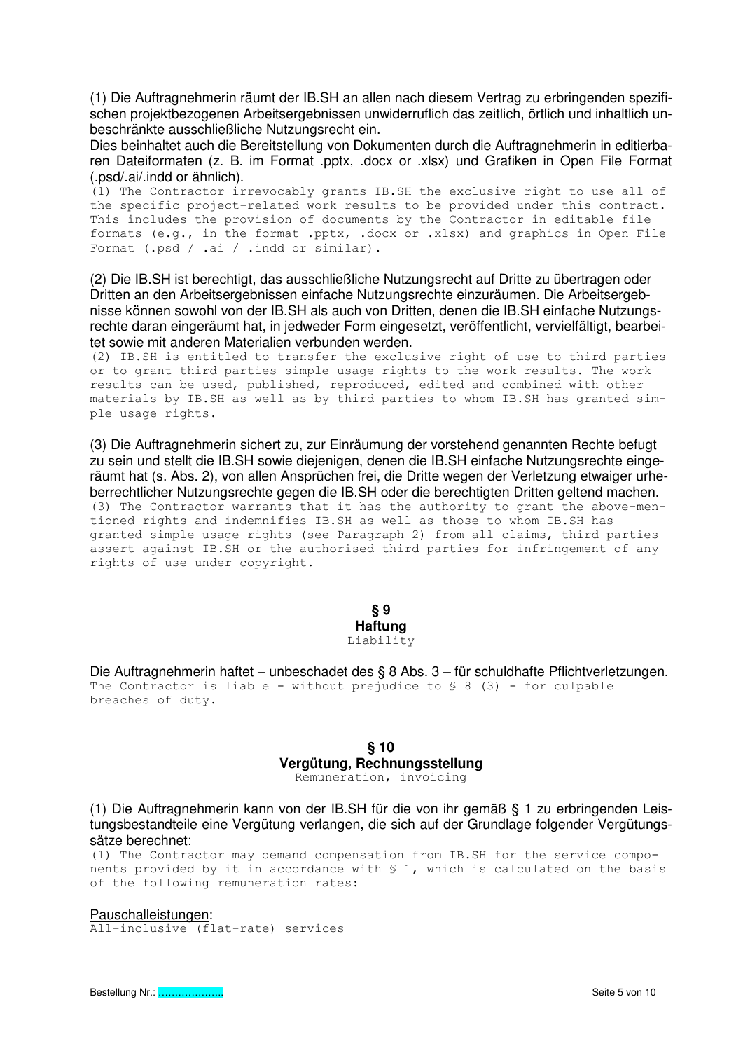(1) Die Auftragnehmerin räumt der IB.SH an allen nach diesem Vertrag zu erbringenden spezifischen projektbezogenen Arbeitsergebnissen unwiderruflich das zeitlich, örtlich und inhaltlich unbeschränkte ausschließliche Nutzungsrecht ein.
Dies beinhaltet auch die Bereitstellung von Dokumenten durch die Auftragnehmerin in editierbaren Dateiformaten (z. B. im Format .pptx, .docx or .xlsx) und Grafiken in Open File Format (.psd/.ai/.indd or ähnlich).
(1) The Contractor irrevocably grants IB.SH the exclusive right to use all of the specific project-related work results to be provided under this contract. This includes the provision of documents by the Contractor in editable file formats (e.g., in the format .pptx, .docx or .xlsx) and graphics in Open File Format (.psd / .ai / .indd or similar).

(2) Die IB.SH ist berechtigt, das ausschließliche Nutzungsrecht auf Dritte zu übertragen oder Dritten an den Arbeitsergebnissen einfache Nutzungsrechte einzuräumen. Die Arbeitsergebnisse können sowohl von der IB.SH als auch von Dritten, denen die IB.SH einfache Nutzungsrechte daran eingeräumt hat, in jedweder Form eingesetzt, veröffentlicht, vervielfältigt, bearbeitet sowie mit anderen Materialien verbunden werden.
(2) IB.SH is entitled to transfer the exclusive right of use to third parties or to grant third parties simple usage rights to the work results. The work results can be used, published, reproduced, edited and combined with other materials by IB.SH as well as by third parties to whom IB.SH has granted simple usage rights.

(3) Die Auftragnehmerin sichert zu, zur Einräumung der vorstehend genannten Rechte befugt zu sein und stellt die IB.SH sowie diejenigen, denen die IB.SH einfache Nutzungsrechte eingeräumt hat (s. Abs. 2), von allen Ansprüchen frei, die Dritte wegen der Verletzung etwaiger urheberrechtlicher Nutzungsrechte gegen die IB.SH oder die berechtigten Dritten geltend machen.
(3) The Contractor warrants that it has the authority to grant the above-mentioned rights and indemnifies IB.SH as well as those to whom IB.SH has granted simple usage rights (see Paragraph 2) from all claims, third parties assert against IB.SH or the authorised third parties for infringement of any rights of use under copyright.

## § 9
## Haftung
Liability

Die Auftragnehmerin haftet – unbeschadet des § 8 Abs. 3 – für schuldhafte Pflichtverletzungen.
The Contractor is liable - without prejudice to § 8 (3) - for culpable breaches of duty.

## § 10
## Vergütung, Rechnungsstellung
Remuneration, invoicing

(1) Die Auftragnehmerin kann von der IB.SH für die von ihr gemäß § 1 zu erbringenden Leistungsbestandteile eine Vergütung verlangen, die sich auf der Grundlage folgender Vergütungssätze berechnet:
(1) The Contractor may demand compensation from IB.SH for the service components provided by it in accordance with § 1, which is calculated on the basis of the following remuneration rates:

Pauschalleistungen:
All-inclusive (flat-rate) services

Bestellung Nr.: ...................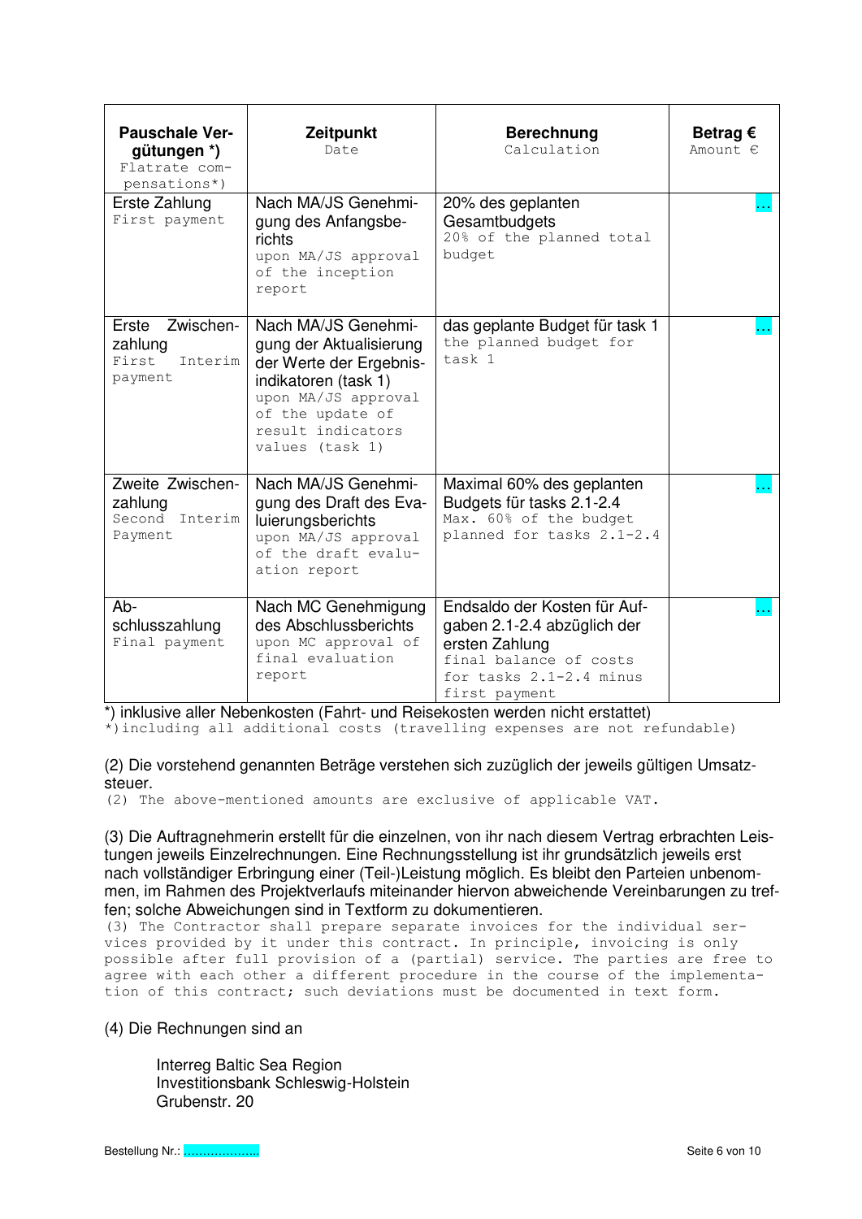| **Pauschale Vergütungen *)** Flatrate compensations*) | **Zeitpunkt** Date | **Berechnung** Calculation | **Betrag €** Amount € |
|---|---|---|---|
| Erste Zahlung First payment | Nach MA/JS Genehmigung des Anfangsberichts upon MA/JS approval of the inception report | 20% des geplanten Gesamtbudgets 20% of the planned total budget | … |
| Erste Zwischenzahlung First Interim payment | Nach MA/JS Genehmigung der Aktualisierung der Werte der Ergebnisindikatoren (task 1) upon MA/JS approval of the update of result indicators values (task 1) | das geplante Budget für task 1 the planned budget for task 1 | … |
| Zweite Zwischenzahlung Second Interim Payment | Nach MA/JS Genehmigung des Draft des Evaluierungsberichts upon MA/JS approval of the draft evaluation report | Maximal 60% des geplanten Budgets für tasks 2.1-2.4 Max. 60% of the budget planned for tasks 2.1-2.4 | … |
| Abschlusszahlung Final payment | Nach MC Genehmigung des Abschlussberichts upon MC approval of final evaluation report | Endsaldo der Kosten für Aufgaben 2.1-2.4 abzüglich der ersten Zahlung final balance of costs for tasks 2.1-2.4 minus first payment | … |

*) inklusive aller Nebenkosten (Fahrt- und Reisekosten werden nicht erstattet)
*)including all additional costs (travelling expenses are not refundable)

(2) Die vorstehend genannten Beträge verstehen sich zuzüglich der jeweils gültigen Umsatzsteuer.
(2) The above-mentioned amounts are exclusive of applicable VAT.

(3) Die Auftragnehmerin erstellt für die einzelnen, von ihr nach diesem Vertrag erbrachten Leistungen jeweils Einzelrechnungen. Eine Rechnungsstellung ist ihr grundsätzlich jeweils erst nach vollständiger Erbringung einer (Teil-)Leistung möglich. Es bleibt den Parteien unbenommen, im Rahmen des Projektverlaufs miteinander hiervon abweichende Vereinbarungen zu treffen; solche Abweichungen sind in Textform zu dokumentieren.
(3) The Contractor shall prepare separate invoices for the individual services provided by it under this contract. In principle, invoicing is only possible after full provision of a (partial) service. The parties are free to agree with each other a different procedure in the course of the implementation of this contract; such deviations must be documented in text form.

(4) Die Rechnungen sind an

Interreg Baltic Sea Region
Investitionsbank Schleswig-Holstein
Grubenstr. 20

Bestellung Nr.: ………………..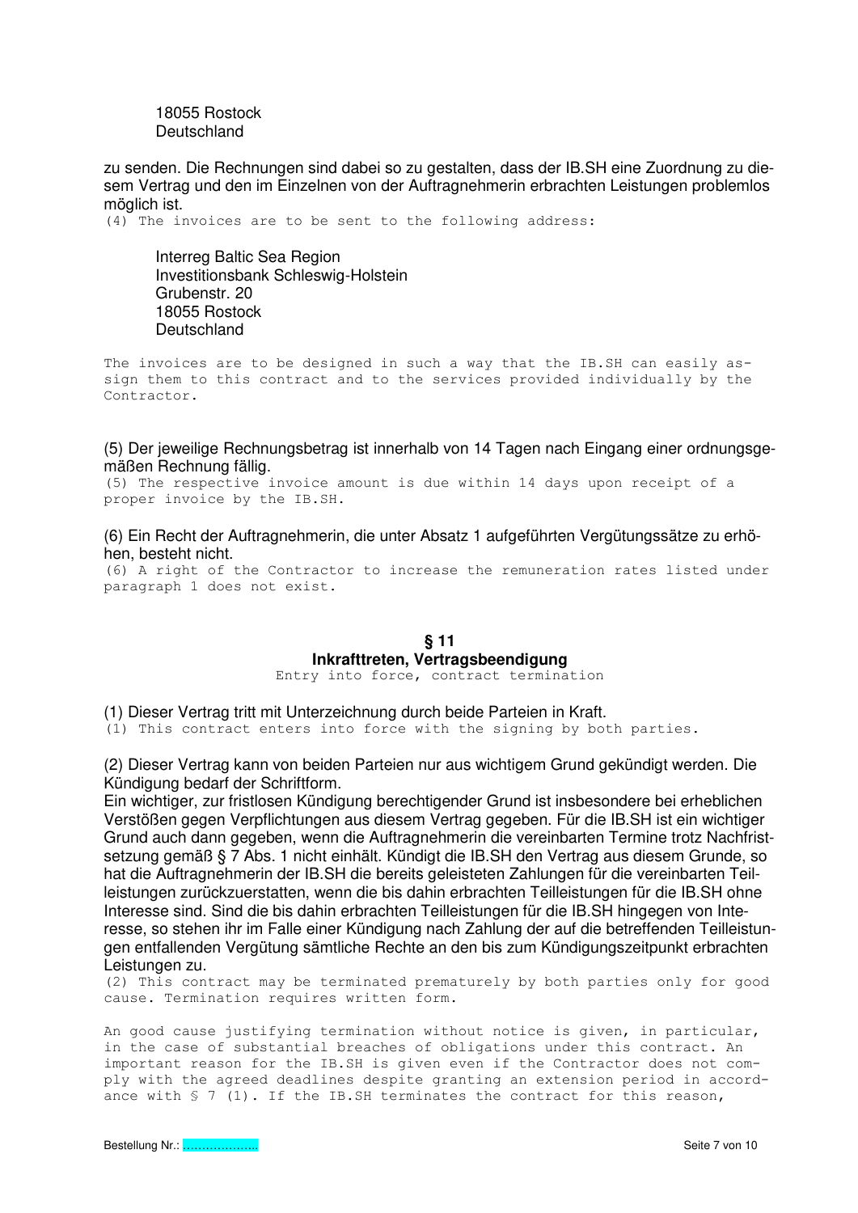18055 Rostock
Deutschland

zu senden. Die Rechnungen sind dabei so zu gestalten, dass der IB.SH eine Zuordnung zu diesem Vertrag und den im Einzelnen von der Auftragnehmerin erbrachten Leistungen problemlos möglich ist.

(4) The invoices are to be sent to the following address:

Interreg Baltic Sea Region
Investitionsbank Schleswig-Holstein
Grubenstr. 20
18055 Rostock
Deutschland

The invoices are to be designed in such a way that the IB.SH can easily assign them to this contract and to the services provided individually by the Contractor.

(5) Der jeweilige Rechnungsbetrag ist innerhalb von 14 Tagen nach Eingang einer ordnungsgemäßen Rechnung fällig.

(5) The respective invoice amount is due within 14 days upon receipt of a proper invoice by the IB.SH.

(6) Ein Recht der Auftragnehmerin, die unter Absatz 1 aufgeführten Vergütungssätze zu erhöhen, besteht nicht.

(6) A right of the Contractor to increase the remuneration rates listed under paragraph 1 does not exist.

## § 11
## Inkrafttreten, Vertragsbeendigung

Entry into force, contract termination

(1) Dieser Vertrag tritt mit Unterzeichnung durch beide Parteien in Kraft.

(1) This contract enters into force with the signing by both parties.

(2) Dieser Vertrag kann von beiden Parteien nur aus wichtigem Grund gekündigt werden. Die Kündigung bedarf der Schriftform.

Ein wichtiger, zur fristlosen Kündigung berechtigender Grund ist insbesondere bei erheblichen Verstößen gegen Verpflichtungen aus diesem Vertrag gegeben. Für die IB.SH ist ein wichtiger Grund auch dann gegeben, wenn die Auftragnehmerin die vereinbarten Termine trotz Nachfristsetzung gemäß § 7 Abs. 1 nicht einhält. Kündigt die IB.SH den Vertrag aus diesem Grunde, so hat die Auftragnehmerin der IB.SH die bereits geleisteten Zahlungen für die vereinbarten Teilleistungen zurückzuerstatten, wenn die bis dahin erbrachten Teilleistungen für die IB.SH ohne Interesse sind. Sind die bis dahin erbrachten Teilleistungen für die IB.SH hingegen von Interesse, so stehen ihr im Falle einer Kündigung nach Zahlung der auf die betreffenden Teilleistungen entfallenden Vergütung sämtliche Rechte an den bis zum Kündigungszeitpunkt erbrachten Leistungen zu.

(2) This contract may be terminated prematurely by both parties only for good cause. Termination requires written form.

An good cause justifying termination without notice is given, in particular, in the case of substantial breaches of obligations under this contract. An important reason for the IB.SH is given even if the Contractor does not comply with the agreed deadlines despite granting an extension period in accordance with § 7 (1). If the IB.SH terminates the contract for this reason,

Bestellung Nr.: ………………..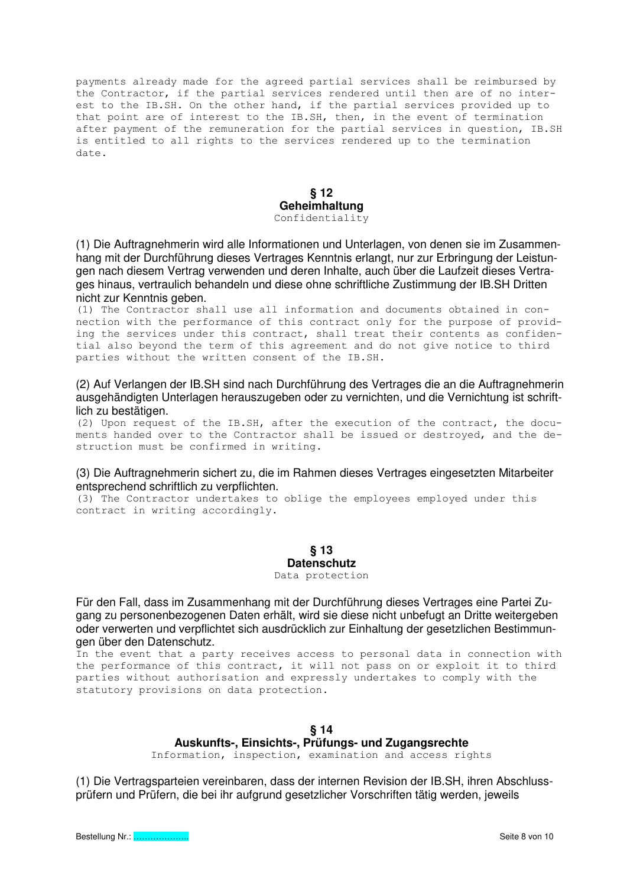payments already made for the agreed partial services shall be reimbursed by the Contractor, if the partial services rendered until then are of no interest to the IB.SH. On the other hand, if the partial services provided up to that point are of interest to the IB.SH, then, in the event of termination after payment of the remuneration for the partial services in question, IB.SH is entitled to all rights to the services rendered up to the termination date.

## § 12
## Geheimhaltung
Confidentiality

(1) Die Auftragnehmerin wird alle Informationen und Unterlagen, von denen sie im Zusammenhang mit der Durchführung dieses Vertrages Kenntnis erlangt, nur zur Erbringung der Leistungen nach diesem Vertrag verwenden und deren Inhalte, auch über die Laufzeit dieses Vertrages hinaus, vertraulich behandeln und diese ohne schriftliche Zustimmung der IB.SH Dritten nicht zur Kenntnis geben.

(1) The Contractor shall use all information and documents obtained in connection with the performance of this contract only for the purpose of providing the services under this contract, shall treat their contents as confidential also beyond the term of this agreement and do not give notice to third parties without the written consent of the IB.SH.

(2) Auf Verlangen der IB.SH sind nach Durchführung des Vertrages die an die Auftragnehmerin ausgehändigten Unterlagen herauszugeben oder zu vernichten, und die Vernichtung ist schriftlich zu bestätigen.

(2) Upon request of the IB.SH, after the execution of the contract, the documents handed over to the Contractor shall be issued or destroyed, and the destruction must be confirmed in writing.

(3) Die Auftragnehmerin sichert zu, die im Rahmen dieses Vertrages eingesetzten Mitarbeiter entsprechend schriftlich zu verpflichten.

(3) The Contractor undertakes to oblige the employees employed under this contract in writing accordingly.

## § 13
## Datenschutz
Data protection

Für den Fall, dass im Zusammenhang mit der Durchführung dieses Vertrages eine Partei Zugang zu personenbezogenen Daten erhält, wird sie diese nicht unbefugt an Dritte weitergeben oder verwerten und verpflichtet sich ausdrücklich zur Einhaltung der gesetzlichen Bestimmungen über den Datenschutz.

In the event that a party receives access to personal data in connection with the performance of this contract, it will not pass on or exploit it to third parties without authorisation and expressly undertakes to comply with the statutory provisions on data protection.

## § 14
## Auskunfts-, Einsichts-, Prüfungs- und Zugangsrechte
Information, inspection, examination and access rights

(1) Die Vertragsparteien vereinbaren, dass der internen Revision der IB.SH, ihren Abschlussprüfern und Prüfern, die bei ihr aufgrund gesetzlicher Vorschriften tätig werden, jeweils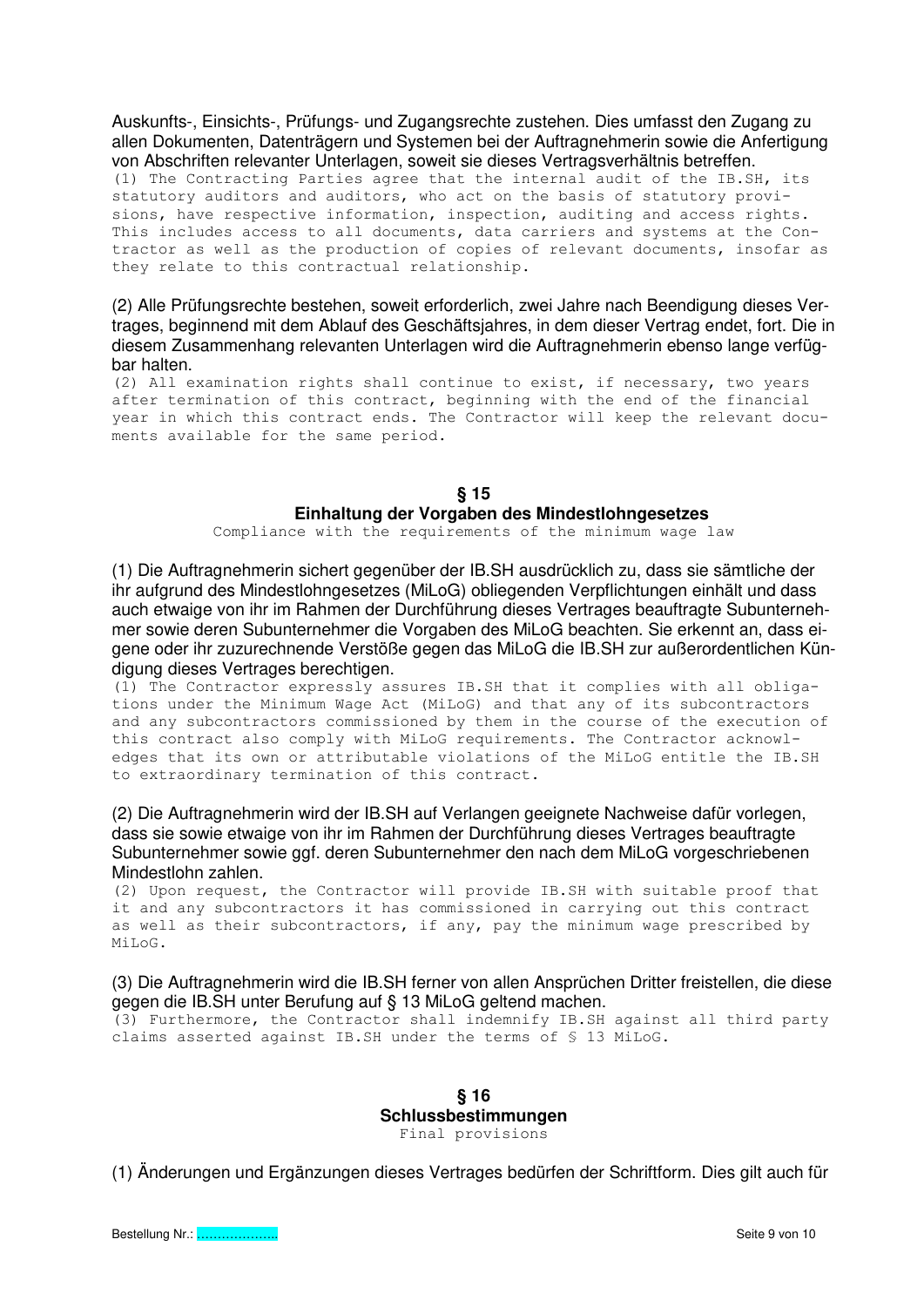Auskunfts-, Einsichts-, Prüfungs- und Zugangsrechte zustehen. Dies umfasst den Zugang zu allen Dokumenten, Datenträgern und Systemen bei der Auftragnehmerin sowie die Anfertigung von Abschriften relevanter Unterlagen, soweit sie dieses Vertragsverhältnis betreffen.

(1) The Contracting Parties agree that the internal audit of the IB.SH, its statutory auditors and auditors, who act on the basis of statutory provisions, have respective information, inspection, auditing and access rights. This includes access to all documents, data carriers and systems at the Contractor as well as the production of copies of relevant documents, insofar as they relate to this contractual relationship.

(2) Alle Prüfungsrechte bestehen, soweit erforderlich, zwei Jahre nach Beendigung dieses Vertrages, beginnend mit dem Ablauf des Geschäftsjahres, in dem dieser Vertrag endet, fort. Die in diesem Zusammenhang relevanten Unterlagen wird die Auftragnehmerin ebenso lange verfügbar halten.

(2) All examination rights shall continue to exist, if necessary, two years after termination of this contract, beginning with the end of the financial year in which this contract ends. The Contractor will keep the relevant documents available for the same period.

## § 15
## Einhaltung der Vorgaben des Mindestlohngesetzes

Compliance with the requirements of the minimum wage law

(1) Die Auftragnehmerin sichert gegenüber der IB.SH ausdrücklich zu, dass sie sämtliche der ihr aufgrund des Mindestlohngesetzes (MiLoG) obliegenden Verpflichtungen einhält und dass auch etwaige von ihr im Rahmen der Durchführung dieses Vertrages beauftragte Subunternehmer sowie deren Subunternehmer die Vorgaben des MiLoG beachten. Sie erkennt an, dass eigene oder ihr zuzurechnende Verstöße gegen das MiLoG die IB.SH zur außerordentlichen Kündigung dieses Vertrages berechtigen.

(1) The Contractor expressly assures IB.SH that it complies with all obligations under the Minimum Wage Act (MiLoG) and that any of its subcontractors and any subcontractors commissioned by them in the course of the execution of this contract also comply with MiLoG requirements. The Contractor acknowledges that its own or attributable violations of the MiLoG entitle the IB.SH to extraordinary termination of this contract.

(2) Die Auftragnehmerin wird der IB.SH auf Verlangen geeignete Nachweise dafür vorlegen, dass sie sowie etwaige von ihr im Rahmen der Durchführung dieses Vertrages beauftragte Subunternehmer sowie ggf. deren Subunternehmer den nach dem MiLoG vorgeschriebenen Mindestlohn zahlen.

(2) Upon request, the Contractor will provide IB.SH with suitable proof that it and any subcontractors it has commissioned in carrying out this contract as well as their subcontractors, if any, pay the minimum wage prescribed by MiLoG.

(3) Die Auftragnehmerin wird die IB.SH ferner von allen Ansprüchen Dritter freistellen, die diese gegen die IB.SH unter Berufung auf § 13 MiLoG geltend machen.

(3) Furthermore, the Contractor shall indemnify IB.SH against all third party claims asserted against IB.SH under the terms of § 13 MiLoG.

## § 16
## Schlussbestimmungen

Final provisions

(1) Änderungen und Ergänzungen dieses Vertrages bedürfen der Schriftform. Dies gilt auch für

Bestellung Nr.: ....................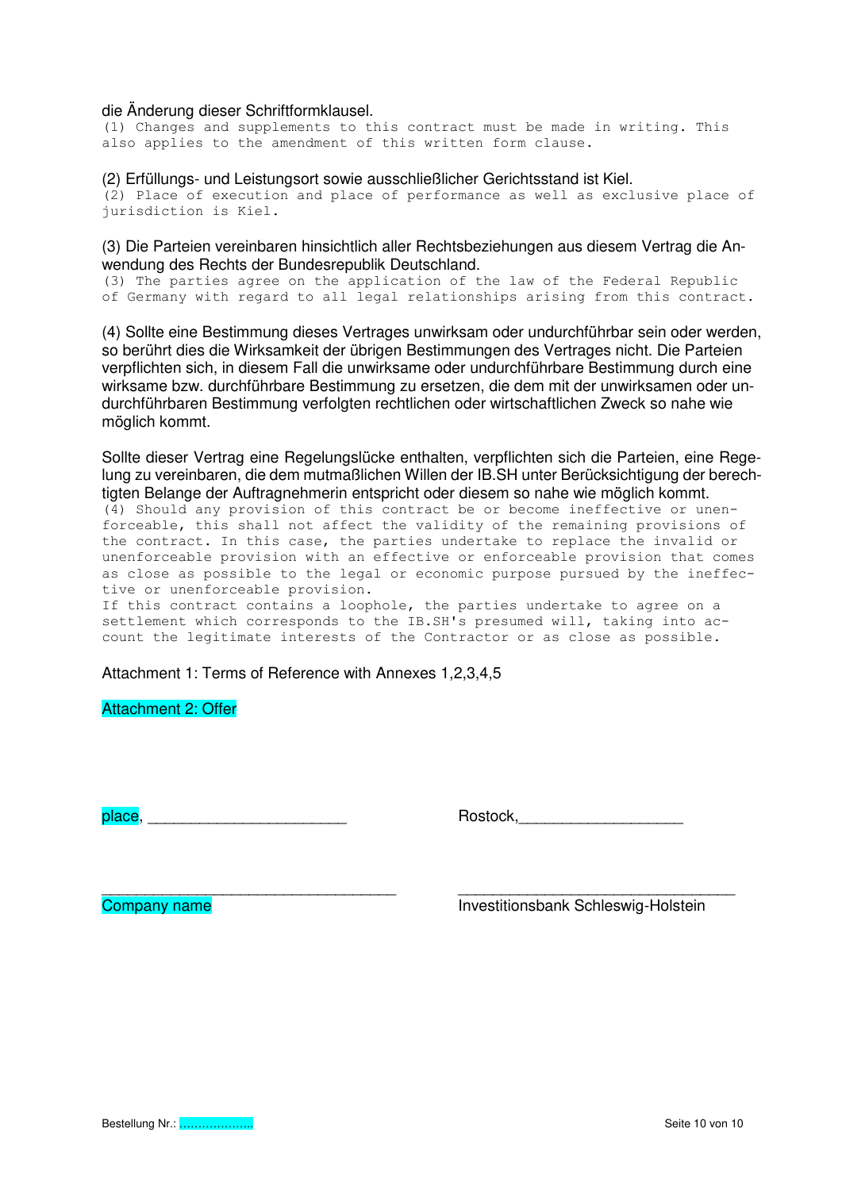die Änderung dieser Schriftformklausel.

(1) Changes and supplements to this contract must be made in writing. This also applies to the amendment of this written form clause.

(2) Erfüllungs- und Leistungsort sowie ausschließlicher Gerichtsstand ist Kiel.

(2) Place of execution and place of performance as well as exclusive place of jurisdiction is Kiel.

(3) Die Parteien vereinbaren hinsichtlich aller Rechtsbeziehungen aus diesem Vertrag die Anwendung des Rechts der Bundesrepublik Deutschland.

(3) The parties agree on the application of the law of the Federal Republic of Germany with regard to all legal relationships arising from this contract.

(4) Sollte eine Bestimmung dieses Vertrages unwirksam oder undurchführbar sein oder werden, so berührt dies die Wirksamkeit der übrigen Bestimmungen des Vertrages nicht. Die Parteien verpflichten sich, in diesem Fall die unwirksame oder undurchführbare Bestimmung durch eine wirksame bzw. durchführbare Bestimmung zu ersetzen, die dem mit der unwirksamen oder undurchführbaren Bestimmung verfolgten rechtlichen oder wirtschaftlichen Zweck so nahe wie möglich kommt.

Sollte dieser Vertrag eine Regelungslücke enthalten, verpflichten sich die Parteien, eine Regelung zu vereinbaren, die dem mutmaßlichen Willen der IB.SH unter Berücksichtigung der berechtigten Belange der Auftragnehmerin entspricht oder diesem so nahe wie möglich kommt.

(4) Should any provision of this contract be or become ineffective or unenforceable, this shall not affect the validity of the remaining provisions of the contract. In this case, the parties undertake to replace the invalid or unenforceable provision with an effective or enforceable provision that comes as close as possible to the legal or economic purpose pursued by the ineffective or unenforceable provision.

If this contract contains a loophole, the parties undertake to agree on a settlement which corresponds to the IB.SH's presumed will, taking into account the legitimate interests of the Contractor or as close as possible.

Attachment 1: Terms of Reference with Annexes 1,2,3,4,5

Attachment 2: Offer

place, _______________________ Rostock,___________________

_________________________________ _________________________________

Company name Investitionsbank Schleswig-Holstein

Bestellung Nr.: ....................